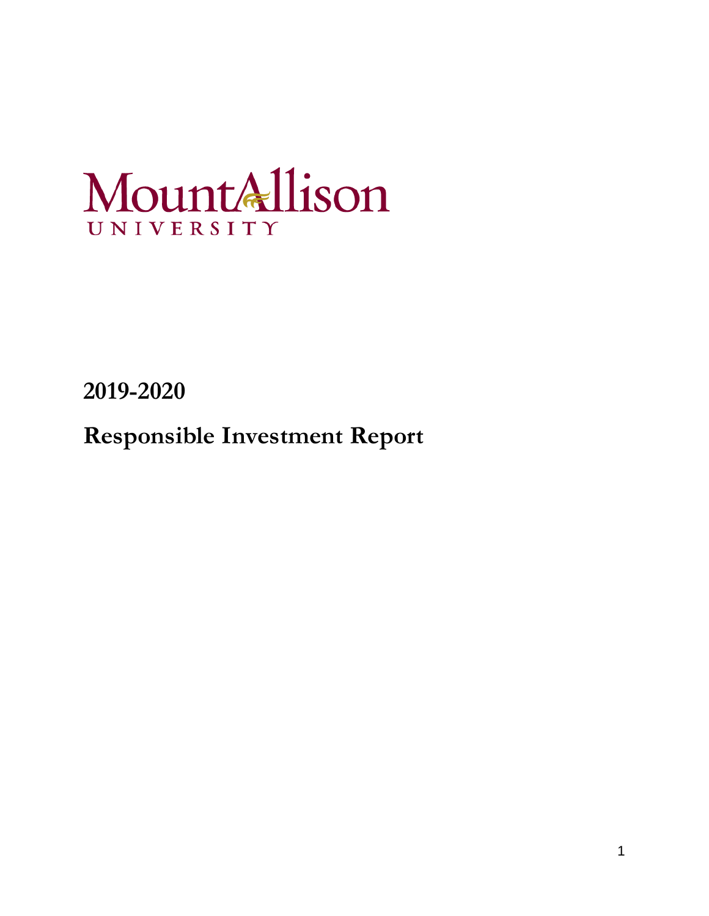Mount Allison

UNIVERSITY

# 2019-2020

# Responsible Investment Report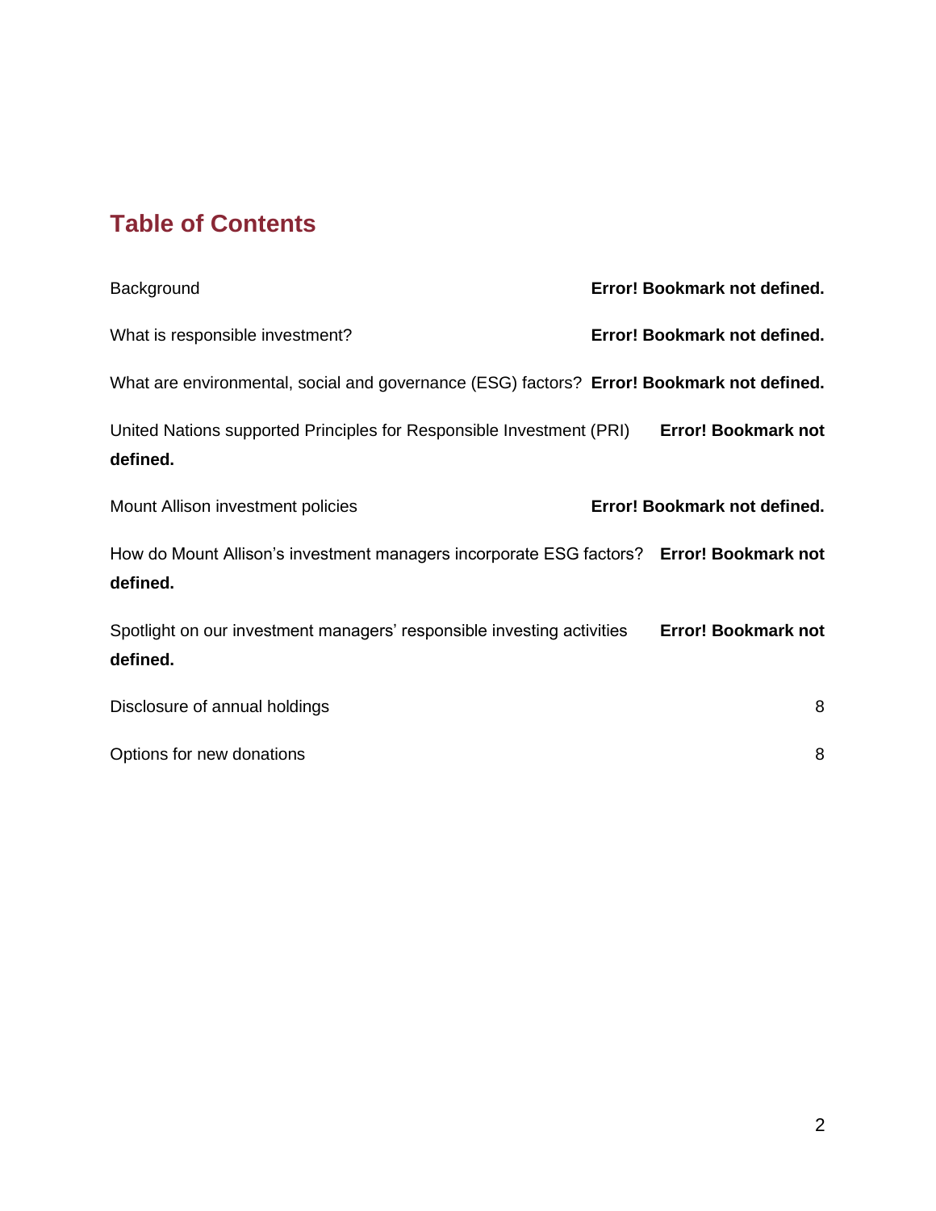## Table of Contents

Background **Error! Bookmark not defined.**

What is responsible investment? **Error! Bookmark not defined.**

What are environmental, social and governance (ESG) factors? **Error! Bookmark not defined.**

United Nations supported Principles for Responsible Investment (PRI) **Error! Bookmark not defined.**

Mount Allison investment policies **Error! Bookmark not defined.**

How do Mount Allison's investment managers incorporate ESG factors? **Error! Bookmark not defined.**

Spotlight on our investment managers' responsible investing activities **Error! Bookmark not defined.**

Disclosure of annual holdings 8

Options for new donations 8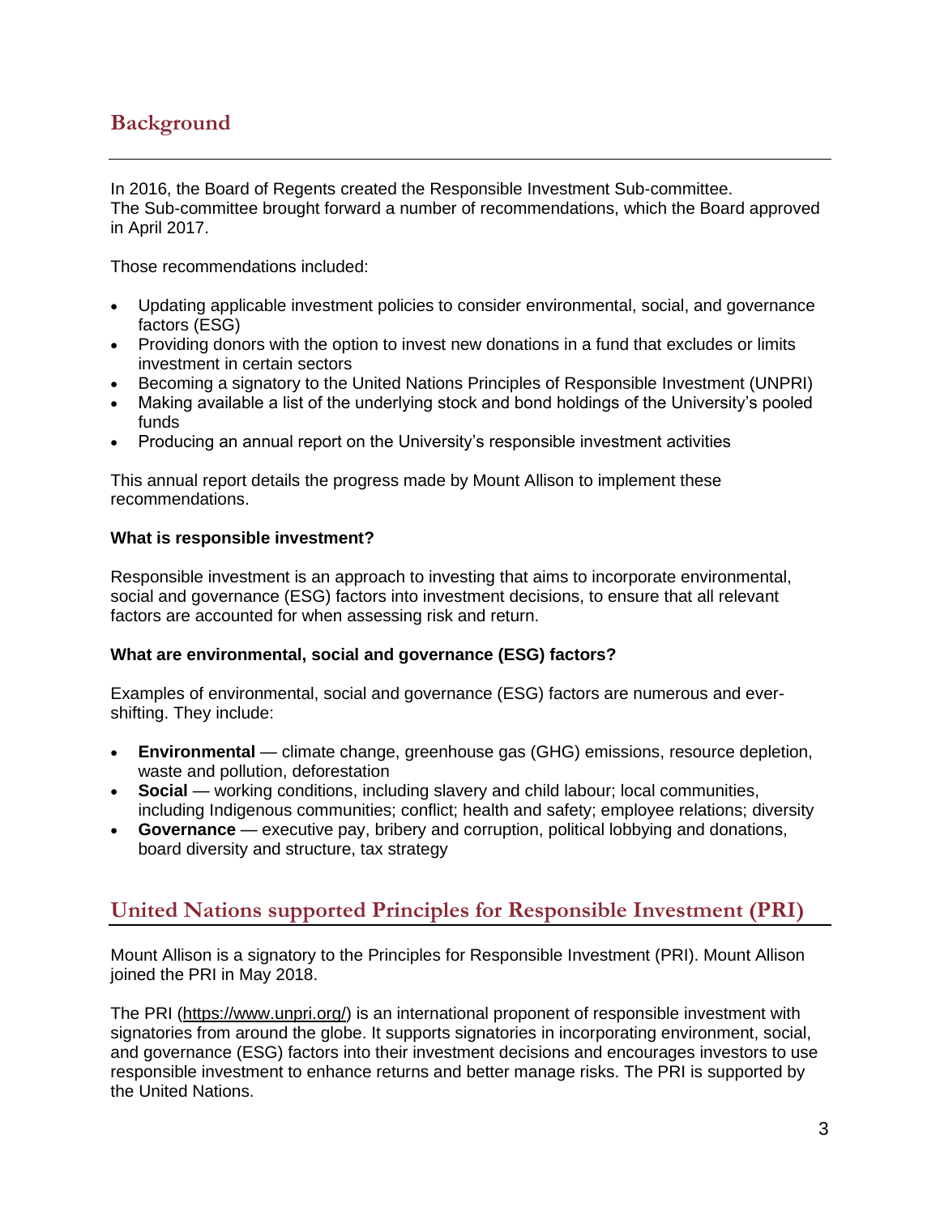## Background

In 2016, the Board of Regents created the Responsible Investment Sub-committee. The Sub-committee brought forward a number of recommendations, which the Board approved in April 2017.

Those recommendations included:

- Updating applicable investment policies to consider environmental, social, and governance factors (ESG)
- Providing donors with the option to invest new donations in a fund that excludes or limits investment in certain sectors
- Becoming a signatory to the United Nations Principles of Responsible Investment (UNPRI)
- Making available a list of the underlying stock and bond holdings of the University's pooled funds
- Producing an annual report on the University's responsible investment activities

This annual report details the progress made by Mount Allison to implement these recommendations.

**What is responsible investment?**

Responsible investment is an approach to investing that aims to incorporate environmental, social and governance (ESG) factors into investment decisions, to ensure that all relevant factors are accounted for when assessing risk and return.

**What are environmental, social and governance (ESG) factors?**

Examples of environmental, social and governance (ESG) factors are numerous and ever-shifting. They include:

- **Environmental** — climate change, greenhouse gas (GHG) emissions, resource depletion, waste and pollution, deforestation
- **Social** — working conditions, including slavery and child labour; local communities, including Indigenous communities; conflict; health and safety; employee relations; diversity
- **Governance** — executive pay, bribery and corruption, political lobbying and donations, board diversity and structure, tax strategy

## United Nations supported Principles for Responsible Investment (PRI)

Mount Allison is a signatory to the Principles for Responsible Investment (PRI). Mount Allison joined the PRI in May 2018.

The PRI (https://www.unpri.org/) is an international proponent of responsible investment with signatories from around the globe. It supports signatories in incorporating environment, social, and governance (ESG) factors into their investment decisions and encourages investors to use responsible investment to enhance returns and better manage risks. The PRI is supported by the United Nations.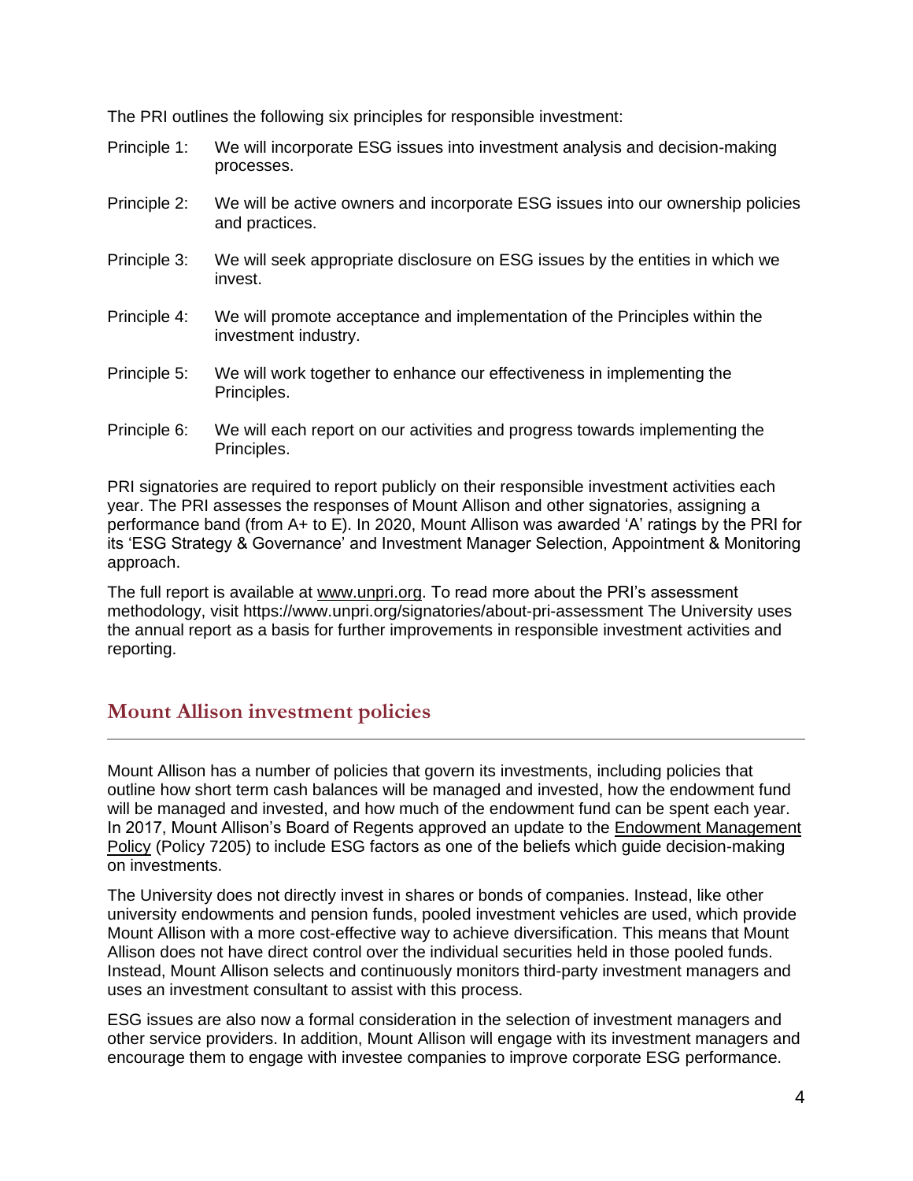The PRI outlines the following six principles for responsible investment:

Principle 1: We will incorporate ESG issues into investment analysis and decision-making processes.

Principle 2: We will be active owners and incorporate ESG issues into our ownership policies and practices.

Principle 3: We will seek appropriate disclosure on ESG issues by the entities in which we invest.

Principle 4: We will promote acceptance and implementation of the Principles within the investment industry.

Principle 5: We will work together to enhance our effectiveness in implementing the Principles.

Principle 6: We will each report on our activities and progress towards implementing the Principles.

PRI signatories are required to report publicly on their responsible investment activities each year. The PRI assesses the responses of Mount Allison and other signatories, assigning a performance band (from A+ to E). In 2020, Mount Allison was awarded 'A' ratings by the PRI for its 'ESG Strategy & Governance' and Investment Manager Selection, Appointment & Monitoring approach.

The full report is available at www.unpri.org. To read more about the PRI's assessment methodology, visit https://www.unpri.org/signatories/about-pri-assessment The University uses the annual report as a basis for further improvements in responsible investment activities and reporting.

## Mount Allison investment policies

Mount Allison has a number of policies that govern its investments, including policies that outline how short term cash balances will be managed and invested, how the endowment fund will be managed and invested, and how much of the endowment fund can be spent each year. In 2017, Mount Allison's Board of Regents approved an update to the Endowment Management Policy (Policy 7205) to include ESG factors as one of the beliefs which guide decision-making on investments.

The University does not directly invest in shares or bonds of companies. Instead, like other university endowments and pension funds, pooled investment vehicles are used, which provide Mount Allison with a more cost-effective way to achieve diversification. This means that Mount Allison does not have direct control over the individual securities held in those pooled funds. Instead, Mount Allison selects and continuously monitors third-party investment managers and uses an investment consultant to assist with this process.

ESG issues are also now a formal consideration in the selection of investment managers and other service providers. In addition, Mount Allison will engage with its investment managers and encourage them to engage with investee companies to improve corporate ESG performance.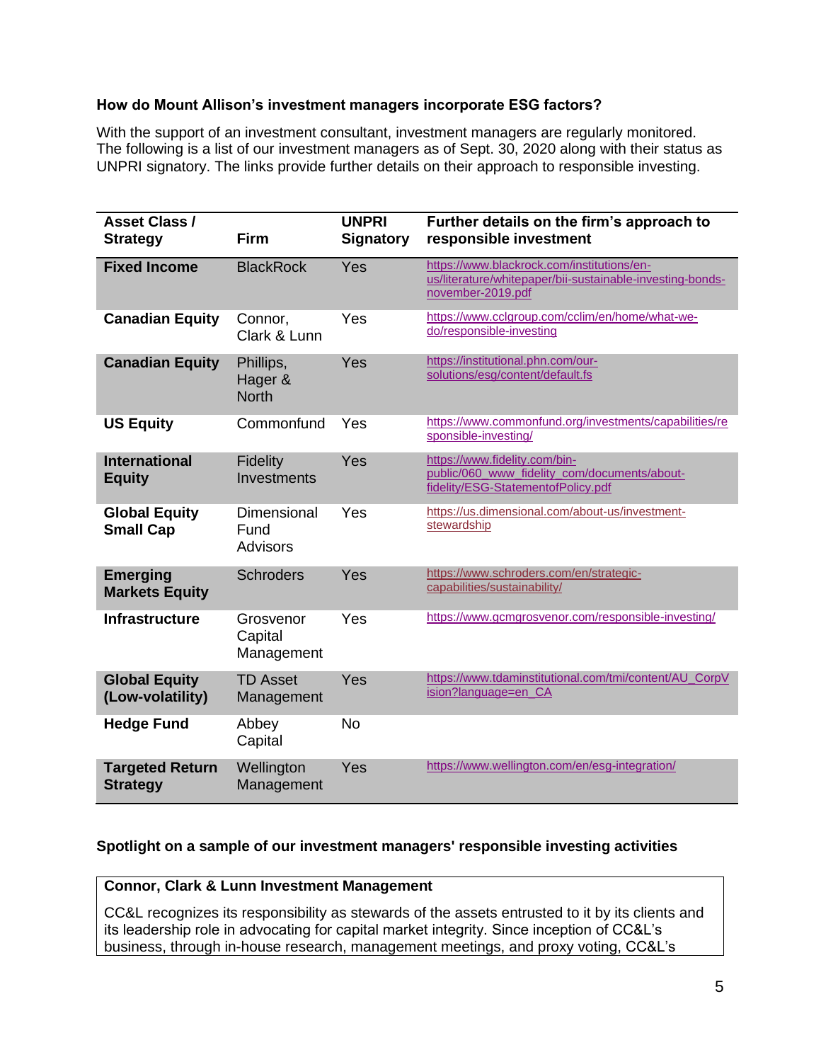### How do Mount Allison's investment managers incorporate ESG factors?

With the support of an investment consultant, investment managers are regularly monitored. The following is a list of our investment managers as of Sept. 30, 2020 along with their status as UNPRI signatory. The links provide further details on their approach to responsible investing.

| Asset Class / Strategy | Firm | UNPRI Signatory | Further details on the firm's approach to responsible investment |
|---|---|---|---|
| **Fixed Income** | BlackRock | Yes | https://www.blackrock.com/institutions/en-us/literature/whitepaper/bii-sustainable-investing-bonds-november-2019.pdf |
| **Canadian Equity** | Connor, Clark & Lunn | Yes | https://www.cclgroup.com/cclim/en/home/what-we-do/responsible-investing |
| **Canadian Equity** | Phillips, Hager & North | Yes | https://institutional.phn.com/our-solutions/esg/content/default.fs |
| **US Equity** | Commonfund | Yes | https://www.commonfund.org/investments/capabilities/responsible-investing/ |
| **International Equity** | Fidelity Investments | Yes | https://www.fidelity.com/bin-public/060_www_fidelity_com/documents/about-fidelity/ESG-StatementofPolicy.pdf |
| **Global Equity Small Cap** | Dimensional Fund Advisors | Yes | https://us.dimensional.com/about-us/investment-stewardship |
| **Emerging Markets Equity** | Schroders | Yes | https://www.schroders.com/en/strategic-capabilities/sustainability/ |
| **Infrastructure** | Grosvenor Capital Management | Yes | https://www.gcmgrosvenor.com/responsible-investing/ |
| **Global Equity (Low-volatility)** | TD Asset Management | Yes | https://www.tdaminstitutional.com/tmi/content/AU_CorpVision?language=en_CA |
| **Hedge Fund** | Abbey Capital | No | |
| **Targeted Return Strategy** | Wellington Management | Yes | https://www.wellington.com/en/esg-integration/ |

### Spotlight on a sample of our investment managers' responsible investing activities

**Connor, Clark & Lunn Investment Management**

CC&L recognizes its responsibility as stewards of the assets entrusted to it by its clients and its leadership role in advocating for capital market integrity. Since inception of CC&L's business, through in-house research, management meetings, and proxy voting, CC&L's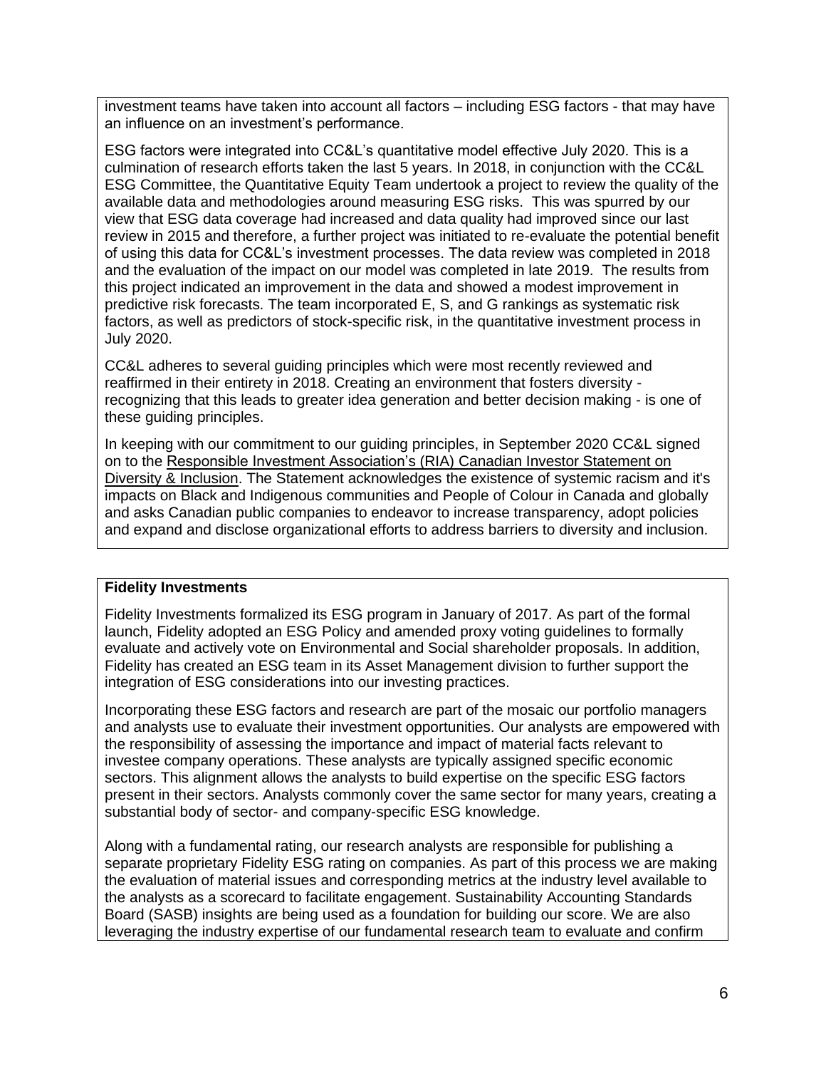investment teams have taken into account all factors – including ESG factors - that may have an influence on an investment's performance.

ESG factors were integrated into CC&L's quantitative model effective July 2020. This is a culmination of research efforts taken the last 5 years. In 2018, in conjunction with the CC&L ESG Committee, the Quantitative Equity Team undertook a project to review the quality of the available data and methodologies around measuring ESG risks. This was spurred by our view that ESG data coverage had increased and data quality had improved since our last review in 2015 and therefore, a further project was initiated to re-evaluate the potential benefit of using this data for CC&L's investment processes. The data review was completed in 2018 and the evaluation of the impact on our model was completed in late 2019. The results from this project indicated an improvement in the data and showed a modest improvement in predictive risk forecasts. The team incorporated E, S, and G rankings as systematic risk factors, as well as predictors of stock-specific risk, in the quantitative investment process in July 2020.

CC&L adheres to several guiding principles which were most recently reviewed and reaffirmed in their entirety in 2018. Creating an environment that fosters diversity - recognizing that this leads to greater idea generation and better decision making - is one of these guiding principles.

In keeping with our commitment to our guiding principles, in September 2020 CC&L signed on to the Responsible Investment Association's (RIA) Canadian Investor Statement on Diversity & Inclusion. The Statement acknowledges the existence of systemic racism and it's impacts on Black and Indigenous communities and People of Colour in Canada and globally and asks Canadian public companies to endeavor to increase transparency, adopt policies and expand and disclose organizational efforts to address barriers to diversity and inclusion.

**Fidelity Investments**

Fidelity Investments formalized its ESG program in January of 2017. As part of the formal launch, Fidelity adopted an ESG Policy and amended proxy voting guidelines to formally evaluate and actively vote on Environmental and Social shareholder proposals. In addition, Fidelity has created an ESG team in its Asset Management division to further support the integration of ESG considerations into our investing practices.

Incorporating these ESG factors and research are part of the mosaic our portfolio managers and analysts use to evaluate their investment opportunities. Our analysts are empowered with the responsibility of assessing the importance and impact of material facts relevant to investee company operations. These analysts are typically assigned specific economic sectors. This alignment allows the analysts to build expertise on the specific ESG factors present in their sectors. Analysts commonly cover the same sector for many years, creating a substantial body of sector- and company-specific ESG knowledge.

Along with a fundamental rating, our research analysts are responsible for publishing a separate proprietary Fidelity ESG rating on companies. As part of this process we are making the evaluation of material issues and corresponding metrics at the industry level available to the analysts as a scorecard to facilitate engagement. Sustainability Accounting Standards Board (SASB) insights are being used as a foundation for building our score. We are also leveraging the industry expertise of our fundamental research team to evaluate and confirm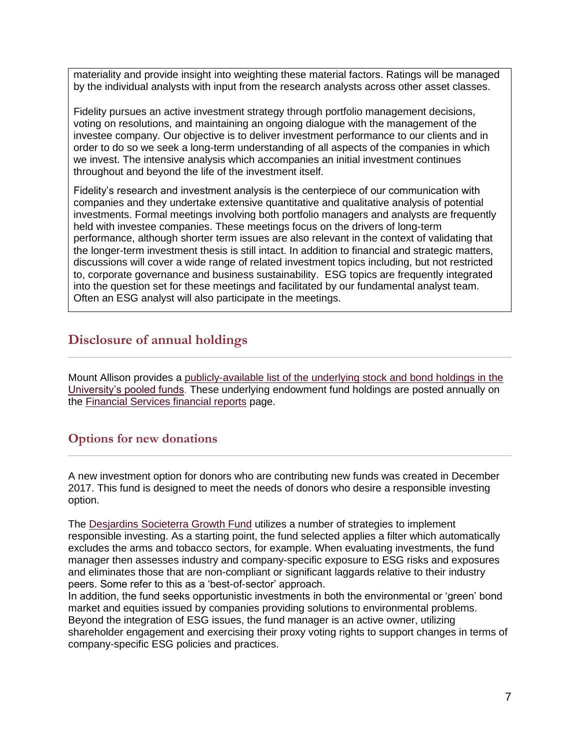materiality and provide insight into weighting these material factors. Ratings will be managed by the individual analysts with input from the research analysts across other asset classes.

Fidelity pursues an active investment strategy through portfolio management decisions, voting on resolutions, and maintaining an ongoing dialogue with the management of the investee company. Our objective is to deliver investment performance to our clients and in order to do so we seek a long-term understanding of all aspects of the companies in which we invest. The intensive analysis which accompanies an initial investment continues throughout and beyond the life of the investment itself.

Fidelity's research and investment analysis is the centerpiece of our communication with companies and they undertake extensive quantitative and qualitative analysis of potential investments. Formal meetings involving both portfolio managers and analysts are frequently held with investee companies. These meetings focus on the drivers of long-term performance, although shorter term issues are also relevant in the context of validating that the longer-term investment thesis is still intact. In addition to financial and strategic matters, discussions will cover a wide range of related investment topics including, but not restricted to, corporate governance and business sustainability. ESG topics are frequently integrated into the question set for these meetings and facilitated by our fundamental analyst team. Often an ESG analyst will also participate in the meetings.

## Disclosure of annual holdings

Mount Allison provides a publicly-available list of the underlying stock and bond holdings in the University's pooled funds. These underlying endowment fund holdings are posted annually on the Financial Services financial reports page.

## Options for new donations

A new investment option for donors who are contributing new funds was created in December 2017. This fund is designed to meet the needs of donors who desire a responsible investing option.

The Desjardins Societerra Growth Fund utilizes a number of strategies to implement responsible investing. As a starting point, the fund selected applies a filter which automatically excludes the arms and tobacco sectors, for example. When evaluating investments, the fund manager then assesses industry and company-specific exposure to ESG risks and exposures and eliminates those that are non-compliant or significant laggards relative to their industry peers. Some refer to this as a 'best-of-sector' approach.
In addition, the fund seeks opportunistic investments in both the environmental or 'green' bond market and equities issued by companies providing solutions to environmental problems. Beyond the integration of ESG issues, the fund manager is an active owner, utilizing shareholder engagement and exercising their proxy voting rights to support changes in terms of company-specific ESG policies and practices.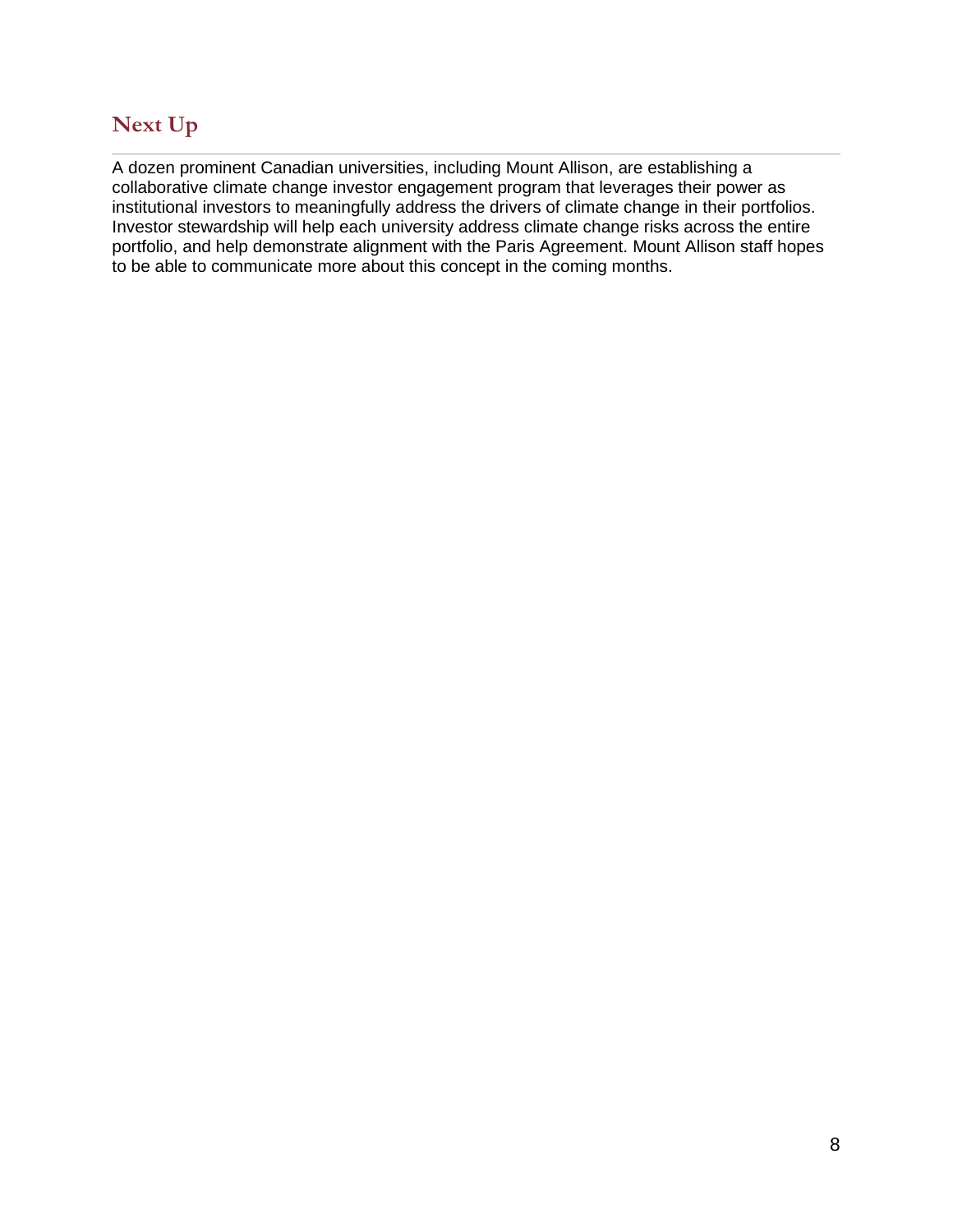## Next Up

A dozen prominent Canadian universities, including Mount Allison, are establishing a collaborative climate change investor engagement program that leverages their power as institutional investors to meaningfully address the drivers of climate change in their portfolios. Investor stewardship will help each university address climate change risks across the entire portfolio, and help demonstrate alignment with the Paris Agreement. Mount Allison staff hopes to be able to communicate more about this concept in the coming months.